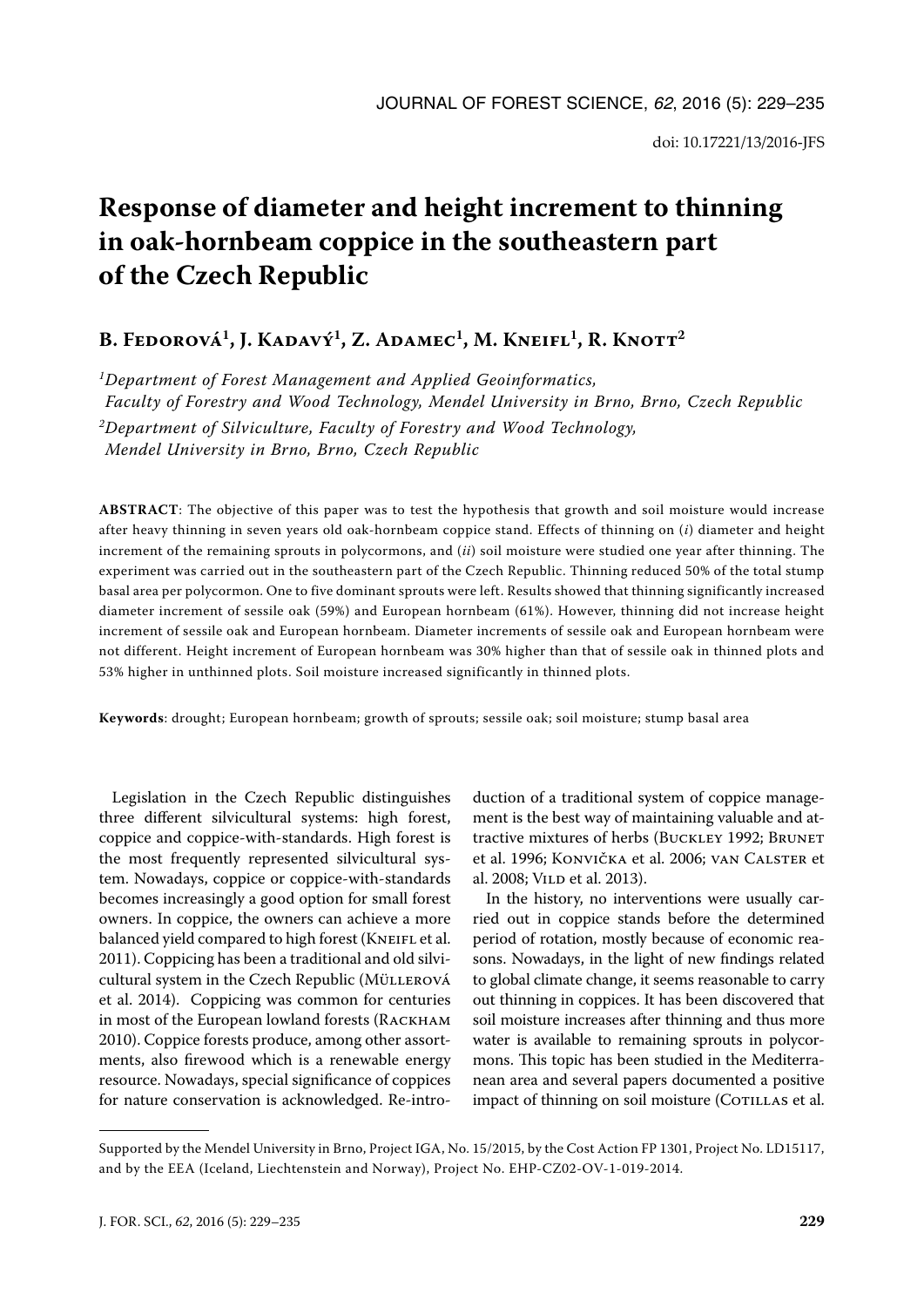doi: 10.17221/13/2016-JFS

# Response of diameter and height increment to thinning in oak-hornbeam coppice in the southeastern part of the Czech Republic

**B. Fedorová[1], J. Kadavý[1], Z. Adamec[1], M. Kneifl[1], R. Knott[2]**

*[1]Department of Forest Management and Applied Geoinformatics, Faculty of Forestry and Wood Technology, Mendel University in Brno, Brno, Czech Republic*

*[2]Department of Silviculture, Faculty of Forestry and Wood Technology, Mendel University in Brno, Brno, Czech Republic*

**ABSTRACT**: The objective of this paper was to test the hypothesis that growth and soil moisture would increase after heavy thinning in seven years old oak-hornbeam coppice stand. Effects of thinning on (*i*) diameter and height increment of the remaining sprouts in polycormons, and (*ii*) soil moisture were studied one year after thinning. The experiment was carried out in the southeastern part of the Czech Republic. Thinning reduced 50% of the total stump basal area per polycormon. One to five dominant sprouts were left. Results showed that thinning significantly increased diameter increment of sessile oak (59%) and European hornbeam (61%). However, thinning did not increase height increment of sessile oak and European hornbeam. Diameter increments of sessile oak and European hornbeam were not different. Height increment of European hornbeam was 30% higher than that of sessile oak in thinned plots and 53% higher in unthinned plots. Soil moisture increased significantly in thinned plots.

**Keywords**: drought; European hornbeam; growth of sprouts; sessile oak; soil moisture; stump basal area

Legislation in the Czech Republic distinguishes three different silvicultural systems: high forest, coppice and coppice-with-standards. High forest is the most frequently represented silvicultural system. Nowadays, coppice or coppice-with-standards becomes increasingly a good option for small forest owners. In coppice, the owners can achieve a more balanced yield compared to high forest (Kneifl et al. 2011). Coppicing has been a traditional and old silvicultural system in the Czech Republic (Müllerová et al. 2014). Coppicing was common for centuries in most of the European lowland forests (Rackham 2010). Coppice forests produce, among other assortments, also firewood which is a renewable energy resource. Nowadays, special significance of coppices for nature conservation is acknowledged. Re-introduction of a traditional system of coppice management is the best way of maintaining valuable and attractive mixtures of herbs (Buckley 1992; Brunet et al. 1996; Konvička et al. 2006; van Calster et al. 2008; Vild et al. 2013).

In the history, no interventions were usually carried out in coppice stands before the determined period of rotation, mostly because of economic reasons. Nowadays, in the light of new findings related to global climate change, it seems reasonable to carry out thinning in coppices. It has been discovered that soil moisture increases after thinning and thus more water is available to remaining sprouts in polycormons. This topic has been studied in the Mediterranean area and several papers documented a positive impact of thinning on soil moisture (Cotillas et al.

---

Supported by the Mendel University in Brno, Project IGA, No. 15/2015, by the Cost Action FP 1301, Project No. LD15117, and by the EEA (Iceland, Liechtenstein and Norway), Project No. EHP-CZ02-OV-1-019-2014.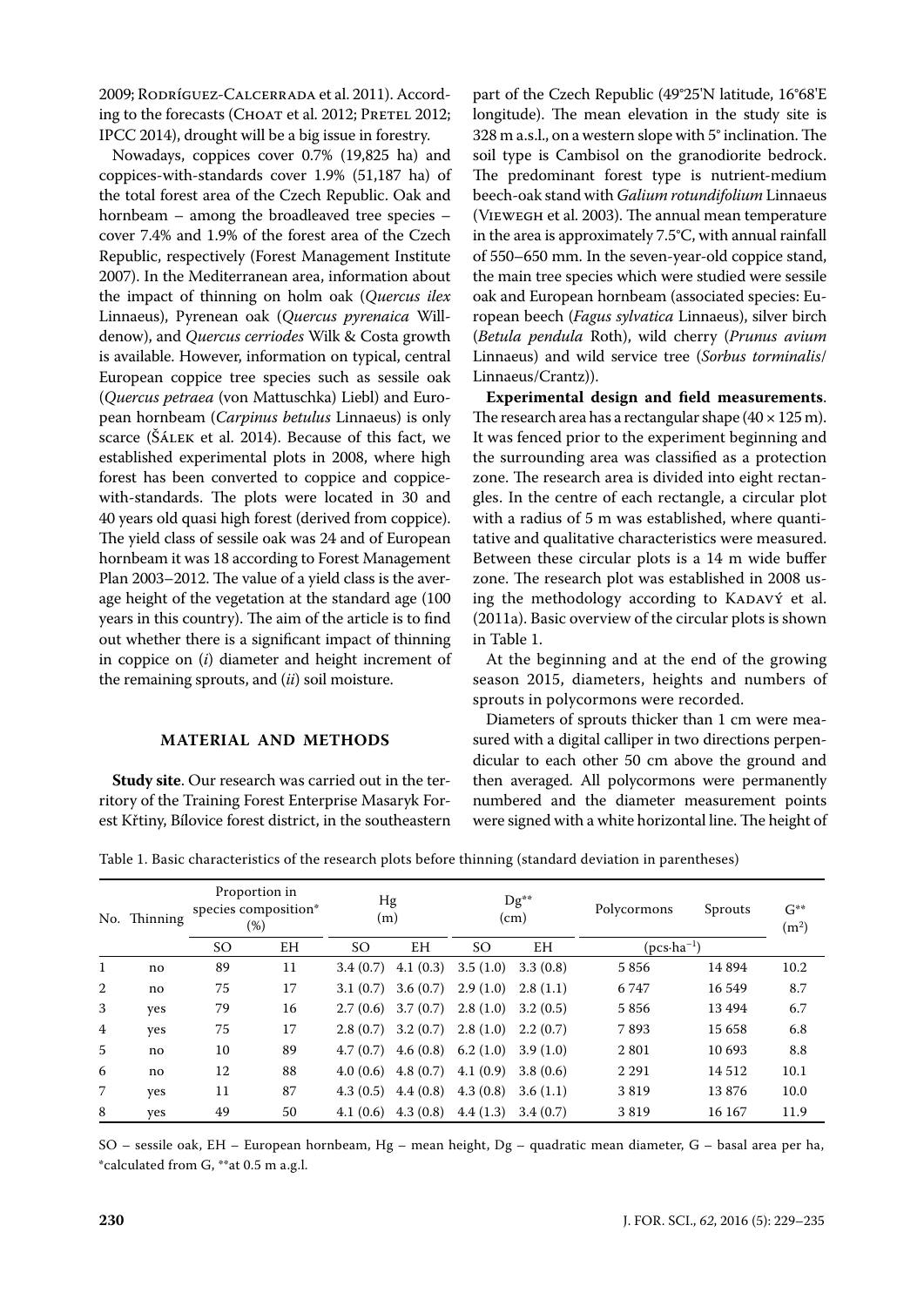2009; Rodríguez-Calcerrada et al. 2011). According to the forecasts (Choat et al. 2012; Pretel 2012; IPCC 2014), drought will be a big issue in forestry.

Nowadays, coppices cover 0.7% (19,825 ha) and coppices-with-standards cover 1.9% (51,187 ha) of the total forest area of the Czech Republic. Oak and hornbeam – among the broadleaved tree species – cover 7.4% and 1.9% of the forest area of the Czech Republic, respectively (Forest Management Institute 2007). In the Mediterranean area, information about the impact of thinning on holm oak (*Quercus ilex* Linnaeus), Pyrenean oak (*Quercus pyrenaica* Willdenow), and *Quercus cerriodes* Wilk & Costa growth is available. However, information on typical, central European coppice tree species such as sessile oak (*Quercus petraea* (von Mattuschka) Liebl) and European hornbeam (*Carpinus betulus* Linnaeus) is only scarce (Šálek et al. 2014). Because of this fact, we established experimental plots in 2008, where high forest has been converted to coppice and coppice-with-standards. The plots were located in 30 and 40 years old quasi high forest (derived from coppice). The yield class of sessile oak was 24 and of European hornbeam it was 18 according to Forest Management Plan 2003–2012. The value of a yield class is the average height of the vegetation at the standard age (100 years in this country). The aim of the article is to find out whether there is a significant impact of thinning in coppice on (*i*) diameter and height increment of the remaining sprouts, and (*ii*) soil moisture.

## MATERIAL AND METHODS

**Study site**. Our research was carried out in the territory of the Training Forest Enterprise Masaryk Forest Křtiny, Bílovice forest district, in the southeastern part of the Czech Republic (49°25'N latitude, 16°68'E longitude). The mean elevation in the study site is 328 m a.s.l., on a western slope with 5° inclination. The soil type is Cambisol on the granodiorite bedrock. The predominant forest type is nutrient-medium beech-oak stand with *Galium rotundifolium* Linnaeus (Viewegh et al. 2003). The annual mean temperature in the area is approximately 7.5°C, with annual rainfall of 550–650 mm. In the seven-year-old coppice stand, the main tree species which were studied were sessile oak and European hornbeam (associated species: European beech (*Fagus sylvatica* Linnaeus), silver birch (*Betula pendula* Roth), wild cherry (*Prunus avium* Linnaeus) and wild service tree (*Sorbus torminalis*/Linnaeus/Crantz)).

**Experimental design and field measurements**. The research area has a rectangular shape (40 × 125 m). It was fenced prior to the experiment beginning and the surrounding area was classified as a protection zone. The research area is divided into eight rectangles. In the centre of each rectangle, a circular plot with a radius of 5 m was established, where quantitative and qualitative characteristics were measured. Between these circular plots is a 14 m wide buffer zone. The research plot was established in 2008 using the methodology according to Kadavý et al. (2011a). Basic overview of the circular plots is shown in Table 1.

At the beginning and at the end of the growing season 2015, diameters, heights and numbers of sprouts in polycormons were recorded.

Diameters of sprouts thicker than 1 cm were measured with a digital calliper in two directions perpendicular to each other 50 cm above the ground and then averaged. All polycormons were permanently numbered and the diameter measurement points were signed with a white horizontal line. The height of

Table 1. Basic characteristics of the research plots before thinning (standard deviation in parentheses)

| No. | Thinning | Proportion in species composition* (%) | | Hg (m) | | Dg** (cm) | | Polycormons | Sprouts | G** ($m^2$) |
|---|---|---|---|---|---|---|---|---|---|---|
| | | SO | EH | SO | EH | SO | EH | ($pcs \cdot ha^{-1}$) | | |
| 1 | no | 89 | 11 | 3.4 (0.7) | 4.1 (0.3) | 3.5 (1.0) | 3.3 (0.8) | 5 856 | 14 894 | 10.2 |
| 2 | no | 75 | 17 | 3.1 (0.7) | 3.6 (0.7) | 2.9 (1.0) | 2.8 (1.1) | 6 747 | 16 549 | 8.7 |
| 3 | yes | 79 | 16 | 2.7 (0.6) | 3.7 (0.7) | 2.8 (1.0) | 3.2 (0.5) | 5 856 | 13 494 | 6.7 |
| 4 | yes | 75 | 17 | 2.8 (0.7) | 3.2 (0.7) | 2.8 (1.0) | 2.2 (0.7) | 7 893 | 15 658 | 6.8 |
| 5 | no | 10 | 89 | 4.7 (0.7) | 4.6 (0.8) | 6.2 (1.0) | 3.9 (1.0) | 2 801 | 10 693 | 8.8 |
| 6 | no | 12 | 88 | 4.0 (0.6) | 4.8 (0.7) | 4.1 (0.9) | 3.8 (0.6) | 2 291 | 14 512 | 10.1 |
| 7 | yes | 11 | 87 | 4.3 (0.5) | 4.4 (0.8) | 4.3 (0.8) | 3.6 (1.1) | 3 819 | 13 876 | 10.0 |
| 8 | yes | 49 | 50 | 4.1 (0.6) | 4.3 (0.8) | 4.4 (1.3) | 3.4 (0.7) | 3 819 | 16 167 | 11.9 |

SO – sessile oak, EH – European hornbeam, Hg – mean height, Dg – quadratic mean diameter, G – basal area per ha, *calculated from G, **at 0.5 m a.g.l.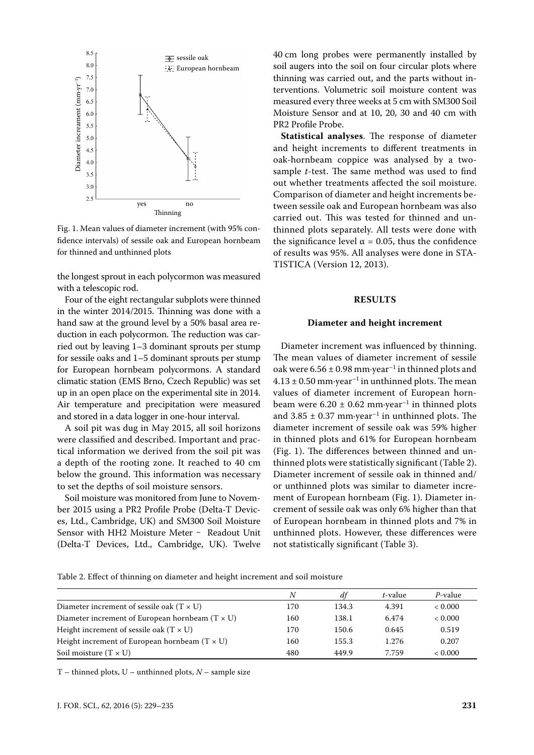Fig. 1. Mean values of diameter increment (with 95% confidence intervals) of sessile oak and European hornbeam for thinned and unthinned plots

the longest sprout in each polycormon was measured with a telescopic rod.

Four of the eight rectangular subplots were thinned in the winter 2014/2015. Thinning was done with a hand saw at the ground level by a 50% basal area reduction in each polycormon. The reduction was carried out by leaving 1–3 dominant sprouts per stump for sessile oaks and 1–5 dominant sprouts per stump for European hornbeam polycormons. A standard climatic station (EMS Brno, Czech Republic) was set up in an open place on the experimental site in 2014. Air temperature and precipitation were measured and stored in a data logger in one-hour interval.

A soil pit was dug in May 2015, all soil horizons were classified and described. Important and practical information we derived from the soil pit was a depth of the rooting zone. It reached to 40 cm below the ground. This information was necessary to set the depths of soil moisture sensors.

Soil moisture was monitored from June to November 2015 using a PR2 Profile Probe (Delta-T Devices, Ltd., Cambridge, UK) and SM300 Soil Moisture Sensor with HH2 Moisture Meter – Readout Unit (Delta-T Devices, Ltd., Cambridge, UK). Twelve 40 cm long probes were permanently installed by soil augers into the soil on four circular plots where thinning was carried out, and the parts without interventions. Volumetric soil moisture content was measured every three weeks at 5 cm with SM300 Soil Moisture Sensor and at 10, 20, 30 and 40 cm with PR2 Profile Probe.

**Statistical analyses**. The response of diameter and height increments to different treatments in oak-hornbeam coppice was analysed by a two-sample *t*-test. The same method was used to find out whether treatments affected the soil moisture. Comparison of diameter and height increments between sessile oak and European hornbeam was also carried out. This was tested for thinned and unthinned plots separately. All tests were done with the significance level $\alpha = 0.05$, thus the confidence of results was 95%. All analyses were done in STATISTICA (Version 12, 2013).

## RESULTS

### Diameter and height increment

Diameter increment was influenced by thinning. The mean values of diameter increment of sessile oak were $6.56 \pm 0.98$ mm·year$^{-1}$ in thinned plots and $4.13 \pm 0.50$ mm·year$^{-1}$ in unthinned plots. The mean values of diameter increment of European hornbeam were $6.20 \pm 0.62$ mm·year$^{-1}$ in thinned plots and $3.85 \pm 0.37$ mm·year$^{-1}$ in unthinned plots. The diameter increment of sessile oak was 59% higher in thinned plots and 61% for European hornbeam (Fig. 1). The differences between thinned and unthinned plots were statistically significant (Table 2). Diameter increment of sessile oak in thinned and/or unthinned plots was similar to diameter increment of European hornbeam (Fig. 1). Diameter increment of sessile oak was only 6% higher than that of European hornbeam in thinned plots and 7% in unthinned plots. However, these differences were not statistically significant (Table 3).

Table 2. Effect of thinning on diameter and height increment and soil moisture

| | *N* | *df* | *t*-value | *P*-value |
|---|---|---|---|---|
| Diameter increment of sessile oak (T × U) | 170 | 134.3 | 4.391 | < 0.000 |
| Diameter increment of European hornbeam (T × U) | 160 | 138.1 | 6.474 | < 0.000 |
| Height increment of sessile oak (T × U) | 170 | 150.6 | 0.645 | 0.519 |
| Height increment of European hornbeam (T × U) | 160 | 155.3 | 1.276 | 0.207 |
| Soil moisture (T × U) | 480 | 449.9 | 7.759 | < 0.000 |

T – thinned plots, U – unthinned plots, *N* – sample size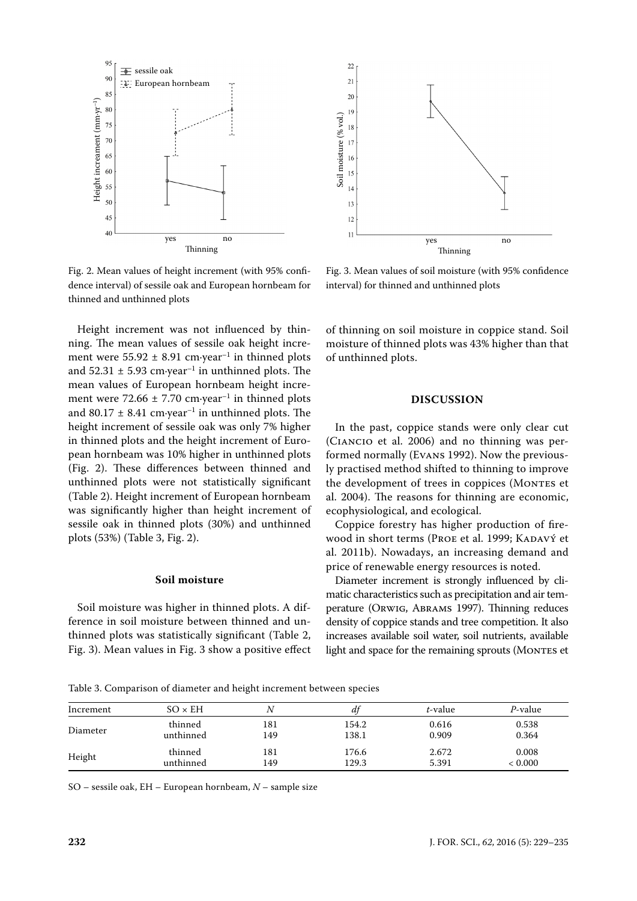Fig. 2. Mean values of height increment (with 95% confidence interval) of sessile oak and European hornbeam for thinned and unthinned plots

Fig. 3. Mean values of soil moisture (with 95% confidence interval) for thinned and unthinned plots

Height increment was not influenced by thinning. The mean values of sessile oak height increment were $55.92 \pm 8.91$ cm·year$^{-1}$ in thinned plots and $52.31 \pm 5.93$ cm·year$^{-1}$ in unthinned plots. The mean values of European hornbeam height increment were $72.66 \pm 7.70$ cm·year$^{-1}$ in thinned plots and $80.17 \pm 8.41$ cm·year$^{-1}$ in unthinned plots. The height increment of sessile oak was only 7% higher in thinned plots and the height increment of European hornbeam was 10% higher in unthinned plots (Fig. 2). These differences between thinned and unthinned plots were not statistically significant (Table 2). Height increment of European hornbeam was significantly higher than height increment of sessile oak in thinned plots (30%) and unthinned plots (53%) (Table 3, Fig. 2).

### Soil moisture

Soil moisture was higher in thinned plots. A difference in soil moisture between thinned and unthinned plots was statistically significant (Table 2, Fig. 3). Mean values in Fig. 3 show a positive effect of thinning on soil moisture in coppice stand. Soil moisture of thinned plots was 43% higher than that of unthinned plots.

## DISCUSSION

In the past, coppice stands were only clear cut (Ciancio et al. 2006) and no thinning was performed normally (Evans 1992). Now the previously practised method shifted to thinning to improve the development of trees in coppices (Montes et al. 2004). The reasons for thinning are economic, ecophysiological, and ecological.

Coppice forestry has higher production of firewood in short terms (Proe et al. 1999; Kadavý et al. 2011b). Nowadays, an increasing demand and price of renewable energy resources is noted.

Diameter increment is strongly influenced by climatic characteristics such as precipitation and air temperature (Orwig, Abrams 1997). Thinning reduces density of coppice stands and tree competition. It also increases available soil water, soil nutrients, available light and space for the remaining sprouts (Montes et

Table 3. Comparison of diameter and height increment between species

| Increment | SO × EH | *N* | *df* | *t*-value | *P*-value |
|---|---|---|---|---|---|
| Diameter | thinned | 181 | 154.2 | 0.616 | 0.538 |
| | unthinned | 149 | 138.1 | 0.909 | 0.364 |
| Height | thinned | 181 | 176.6 | 2.672 | 0.008 |
| | unthinned | 149 | 129.3 | 5.391 | < 0.000 |

SO – sessile oak, EH – European hornbeam, *N* – sample size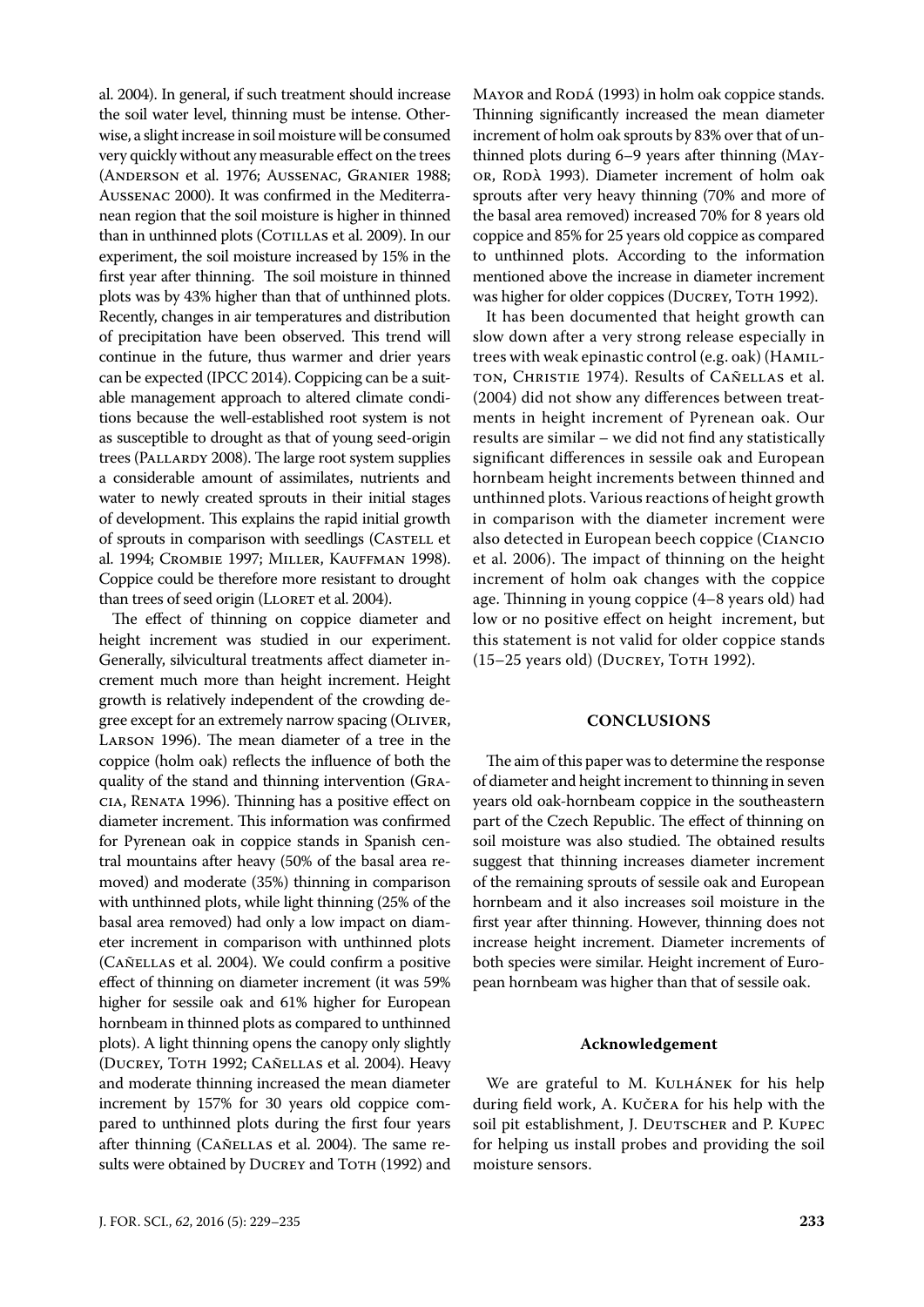al. 2004). In general, if such treatment should increase the soil water level, thinning must be intense. Otherwise, a slight increase in soil moisture will be consumed very quickly without any measurable effect on the trees (Anderson et al. 1976; Aussenac, Granier 1988; Aussenac 2000). It was confirmed in the Mediterranean region that the soil moisture is higher in thinned than in unthinned plots (Cotillas et al. 2009). In our experiment, the soil moisture increased by 15% in the first year after thinning. The soil moisture in thinned plots was by 43% higher than that of unthinned plots. Recently, changes in air temperatures and distribution of precipitation have been observed. This trend will continue in the future, thus warmer and drier years can be expected (IPCC 2014). Coppicing can be a suitable management approach to altered climate conditions because the well-established root system is not as susceptible to drought as that of young seed-origin trees (Pallardy 2008). The large root system supplies a considerable amount of assimilates, nutrients and water to newly created sprouts in their initial stages of development. This explains the rapid initial growth of sprouts in comparison with seedlings (Castell et al. 1994; Crombie 1997; Miller, Kauffman 1998). Coppice could be therefore more resistant to drought than trees of seed origin (Lloret et al. 2004).

The effect of thinning on coppice diameter and height increment was studied in our experiment. Generally, silvicultural treatments affect diameter increment much more than height increment. Height growth is relatively independent of the crowding degree except for an extremely narrow spacing (Oliver, Larson 1996). The mean diameter of a tree in the coppice (holm oak) reflects the influence of both the quality of the stand and thinning intervention (Gracia, Renata 1996). Thinning has a positive effect on diameter increment. This information was confirmed for Pyrenean oak in coppice stands in Spanish central mountains after heavy (50% of the basal area removed) and moderate (35%) thinning in comparison with unthinned plots, while light thinning (25% of the basal area removed) had only a low impact on diameter increment in comparison with unthinned plots (Cañellas et al. 2004). We could confirm a positive effect of thinning on diameter increment (it was 59% higher for sessile oak and 61% higher for European hornbeam in thinned plots as compared to unthinned plots). A light thinning opens the canopy only slightly (Ducrey, Toth 1992; Cañellas et al. 2004). Heavy and moderate thinning increased the mean diameter increment by 157% for 30 years old coppice compared to unthinned plots during the first four years after thinning (Cañellas et al. 2004). The same results were obtained by Ducrey and Toth (1992) and Mayor and Rodá (1993) in holm oak coppice stands. Thinning significantly increased the mean diameter increment of holm oak sprouts by 83% over that of unthinned plots during 6–9 years after thinning (Mayor, Rodà 1993). Diameter increment of holm oak sprouts after very heavy thinning (70% and more of the basal area removed) increased 70% for 8 years old coppice and 85% for 25 years old coppice as compared to unthinned plots. According to the information mentioned above the increase in diameter increment was higher for older coppices (Ducrey, Toth 1992).

It has been documented that height growth can slow down after a very strong release especially in trees with weak epinastic control (e.g. oak) (Hamilton, Christie 1974). Results of Cañellas et al. (2004) did not show any differences between treatments in height increment of Pyrenean oak. Our results are similar – we did not find any statistically significant differences in sessile oak and European hornbeam height increments between thinned and unthinned plots. Various reactions of height growth in comparison with the diameter increment were also detected in European beech coppice (Ciancio et al. 2006). The impact of thinning on the height increment of holm oak changes with the coppice age. Thinning in young coppice (4–8 years old) had low or no positive effect on height increment, but this statement is not valid for older coppice stands (15–25 years old) (Ducrey, Toth 1992).

## CONCLUSIONS

The aim of this paper was to determine the response of diameter and height increment to thinning in seven years old oak-hornbeam coppice in the southeastern part of the Czech Republic. The effect of thinning on soil moisture was also studied. The obtained results suggest that thinning increases diameter increment of the remaining sprouts of sessile oak and European hornbeam and it also increases soil moisture in the first year after thinning. However, thinning does not increase height increment. Diameter increments of both species were similar. Height increment of European hornbeam was higher than that of sessile oak.

### Acknowledgement

We are grateful to M. Kulhánek for his help during field work, A. Kučera for his help with the soil pit establishment, J. Deutscher and P. Kupec for helping us install probes and providing the soil moisture sensors.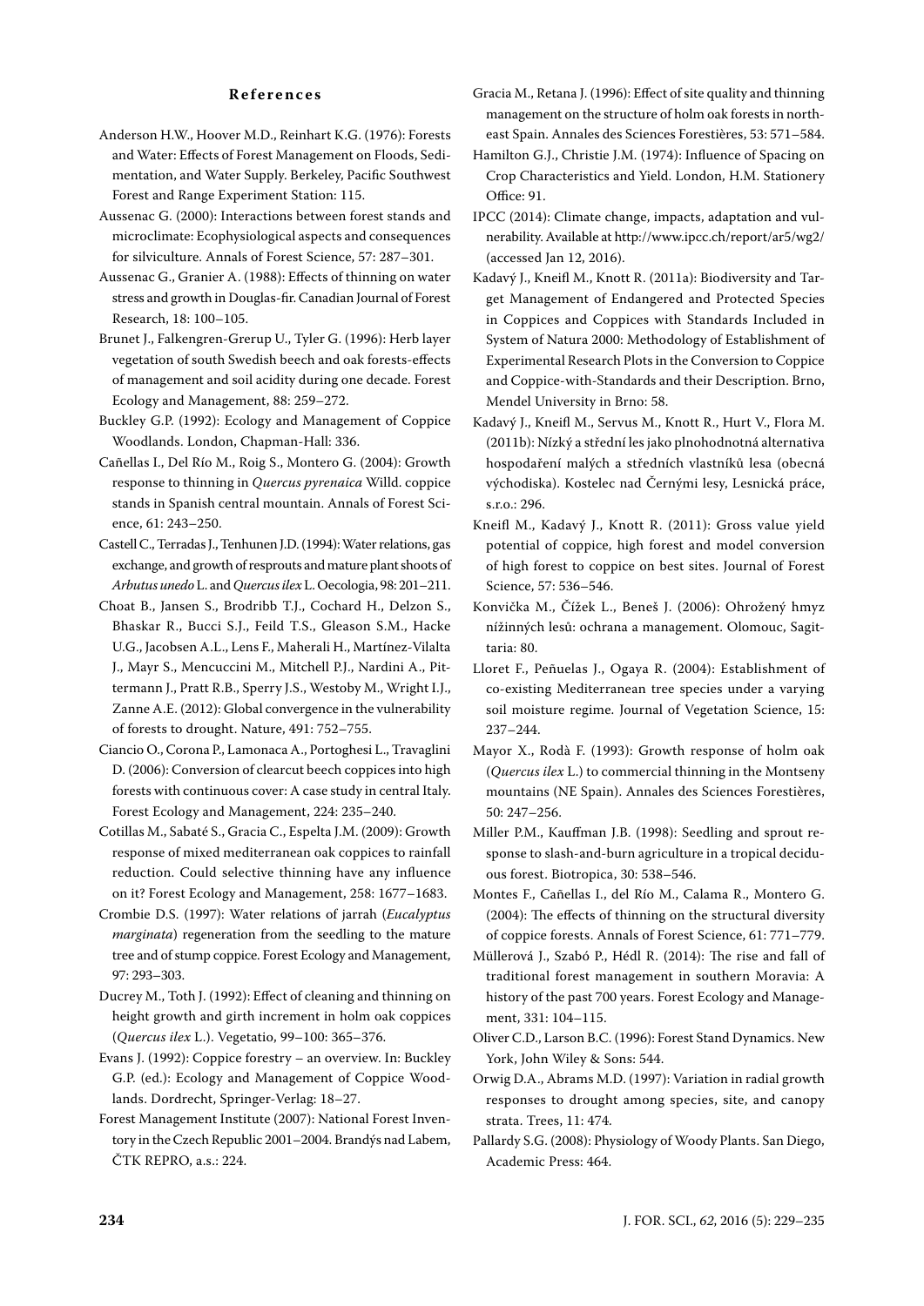## References

Anderson H.W., Hoover M.D., Reinhart K.G. (1976): Forests and Water: Effects of Forest Management on Floods, Sedimentation, and Water Supply. Berkeley, Pacific Southwest Forest and Range Experiment Station: 115.

Aussenac G. (2000): Interactions between forest stands and microclimate: Ecophysiological aspects and consequences for silviculture. Annals of Forest Science, 57: 287–301.

Aussenac G., Granier A. (1988): Effects of thinning on water stress and growth in Douglas-fir. Canadian Journal of Forest Research, 18: 100–105.

Brunet J., Falkengren-Grerup U., Tyler G. (1996): Herb layer vegetation of south Swedish beech and oak forests-effects of management and soil acidity during one decade. Forest Ecology and Management, 88: 259–272.

Buckley G.P. (1992): Ecology and Management of Coppice Woodlands. London, Chapman-Hall: 336.

Cañellas I., Del Río M., Roig S., Montero G. (2004): Growth response to thinning in *Quercus pyrenaica* Willd. coppice stands in Spanish central mountain. Annals of Forest Science, 61: 243–250.

Castell C., Terradas J., Tenhunen J.D. (1994): Water relations, gas exchange, and growth of resprouts and mature plant shoots of *Arbutus unedo* L. and *Quercus ilex* L. Oecologia, 98: 201–211.

Choat B., Jansen S., Brodribb T.J., Cochard H., Delzon S., Bhaskar R., Bucci S.J., Feild T.S., Gleason S.M., Hacke U.G., Jacobsen A.L., Lens F., Maherali H., Martínez-Vilalta J., Mayr S., Mencuccini M., Mitchell P.J., Nardini A., Pittermann J., Pratt R.B., Sperry J.S., Westoby M., Wright I.J., Zanne A.E. (2012): Global convergence in the vulnerability of forests to drought. Nature, 491: 752–755.

Ciancio O., Corona P., Lamonaca A., Portoghesi L., Travaglini D. (2006): Conversion of clearcut beech coppices into high forests with continuous cover: A case study in central Italy. Forest Ecology and Management, 224: 235–240.

Cotillas M., Sabaté S., Gracia C., Espelta J.M. (2009): Growth response of mixed mediterranean oak coppices to rainfall reduction. Could selective thinning have any influence on it? Forest Ecology and Management, 258: 1677–1683.

Crombie D.S. (1997): Water relations of jarrah (*Eucalyptus marginata*) regeneration from the seedling to the mature tree and of stump coppice. Forest Ecology and Management, 97: 293–303.

Ducrey M., Toth J. (1992): Effect of cleaning and thinning on height growth and girth increment in holm oak coppices (*Quercus ilex* L.). Vegetatio, 99–100: 365–376.

Evans J. (1992): Coppice forestry – an overview. In: Buckley G.P. (ed.): Ecology and Management of Coppice Woodlands. Dordrecht, Springer-Verlag: 18–27.

Forest Management Institute (2007): National Forest Inventory in the Czech Republic 2001–2004. Brandýs nad Labem, ČTK REPRO, a.s.: 224.

Gracia M., Retana J. (1996): Effect of site quality and thinning management on the structure of holm oak forests in northeast Spain. Annales des Sciences Forestières, 53: 571–584.

Hamilton G.J., Christie J.M. (1974): Influence of Spacing on Crop Characteristics and Yield. London, H.M. Stationery Office: 91.

IPCC (2014): Climate change, impacts, adaptation and vulnerability. Available at http://www.ipcc.ch/report/ar5/wg2/ (accessed Jan 12, 2016).

Kadavý J., Kneifl M., Knott R. (2011a): Biodiversity and Target Management of Endangered and Protected Species in Coppices and Coppices with Standards Included in System of Natura 2000: Methodology of Establishment of Experimental Research Plots in the Conversion to Coppice and Coppice-with-Standards and their Description. Brno, Mendel University in Brno: 58.

Kadavý J., Kneifl M., Servus M., Knott R., Hurt V., Flora M. (2011b): Nízký a střední les jako plnohodnotná alternativa hospodaření malých a středních vlastníků lesa (obecná východiska). Kostelec nad Černými lesy, Lesnická práce, s.r.o.: 296.

Kneifl M., Kadavý J., Knott R. (2011): Gross value yield potential of coppice, high forest and model conversion of high forest to coppice on best sites. Journal of Forest Science, 57: 536–546.

Konvička M., Čížek L., Beneš J. (2006): Ohrožený hmyz nížinných lesů: ochrana a management. Olomouc, Sagittaria: 80.

Lloret F., Peñuelas J., Ogaya R. (2004): Establishment of co-existing Mediterranean tree species under a varying soil moisture regime. Journal of Vegetation Science, 15: 237–244.

Mayor X., Rodà F. (1993): Growth response of holm oak (*Quercus ilex* L.) to commercial thinning in the Montseny mountains (NE Spain). Annales des Sciences Forestières, 50: 247–256.

Miller P.M., Kauffman J.B. (1998): Seedling and sprout response to slash-and-burn agriculture in a tropical deciduous forest. Biotropica, 30: 538–546.

Montes F., Cañellas I., del Río M., Calama R., Montero G. (2004): The effects of thinning on the structural diversity of coppice forests. Annals of Forest Science, 61: 771–779.

Müllerová J., Szabó P., Hédl R. (2014): The rise and fall of traditional forest management in southern Moravia: A history of the past 700 years. Forest Ecology and Management, 331: 104–115.

Oliver C.D., Larson B.C. (1996): Forest Stand Dynamics. New York, John Wiley & Sons: 544.

Orwig D.A., Abrams M.D. (1997): Variation in radial growth responses to drought among species, site, and canopy strata. Trees, 11: 474.

Pallardy S.G. (2008): Physiology of Woody Plants. San Diego, Academic Press: 464.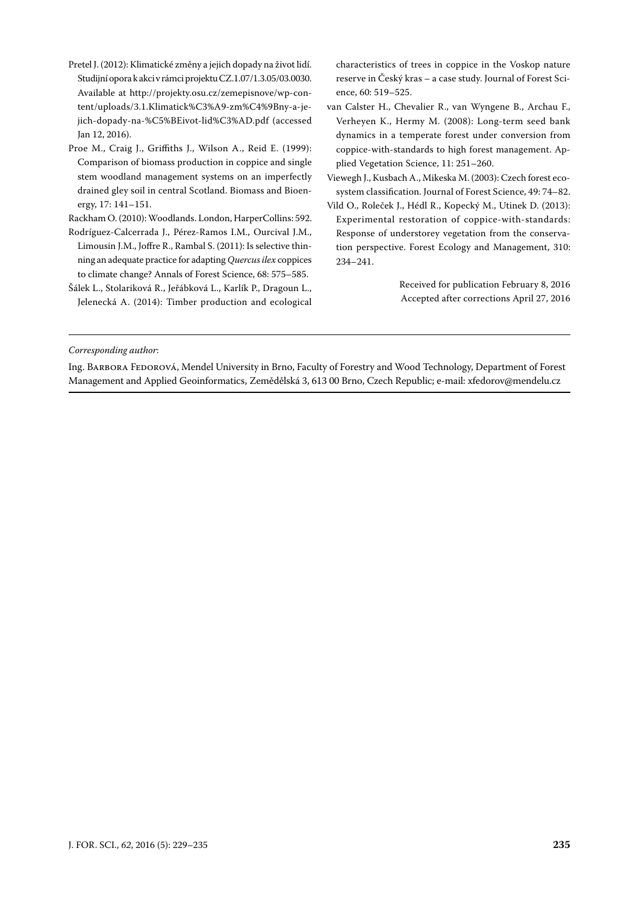Pretel J. (2012): Klimatické změny a jejich dopady na život lidí. Studijní opora k akci v rámci projektu CZ.1.07/1.3.05/03.0030. Available at http://projekty.osu.cz/zemepisnove/wp-content/uploads/3.1.Klimatick%C3%A9-zm%C4%9Bny-a-jejich-dopady-na-%C5%BEivot-lid%C3%AD.pdf (accessed Jan 12, 2016).

Proe M., Craig J., Griffiths J., Wilson A., Reid E. (1999): Comparison of biomass production in coppice and single stem woodland management systems on an imperfectly drained gley soil in central Scotland. Biomass and Bioenergy, 17: 141–151.

Rackham O. (2010): Woodlands. London, HarperCollins: 592.

Rodríguez-Calcerrada J., Pérez-Ramos I.M., Ourcival J.M., Limousin J.M., Joffre R., Rambal S. (2011): Is selective thinning an adequate practice for adapting *Quercus ilex* coppices to climate change? Annals of Forest Science, 68: 575–585.

Šálek L., Stolariková R., Jeřábková L., Karlík P., Dragoun L., Jelenecká A. (2014): Timber production and ecological characteristics of trees in coppice in the Voskop nature reserve in Český kras – a case study. Journal of Forest Science, 60: 519–525.

van Calster H., Chevalier R., van Wyngene B., Archau F., Verheyen K., Hermy M. (2008): Long-term seed bank dynamics in a temperate forest under conversion from coppice-with-standards to high forest management. Applied Vegetation Science, 11: 251–260.

Viewegh J., Kusbach A., Mikeska M. (2003): Czech forest ecosystem classification. Journal of Forest Science, 49: 74–82.

Vild O., Roleček J., Hédl R., Kopecký M., Utinek D. (2013): Experimental restoration of coppice-with-standards: Response of understorey vegetation from the conservation perspective. Forest Ecology and Management, 310: 234–241.

Received for publication February 8, 2016
Accepted after corrections April 27, 2016

*Corresponding author*:

Ing. Barbora Fedorová, Mendel University in Brno, Faculty of Forestry and Wood Technology, Department of Forest Management and Applied Geoinformatics, Zemědělská 3, 613 00 Brno, Czech Republic; e-mail: xfedorov@mendelu.cz